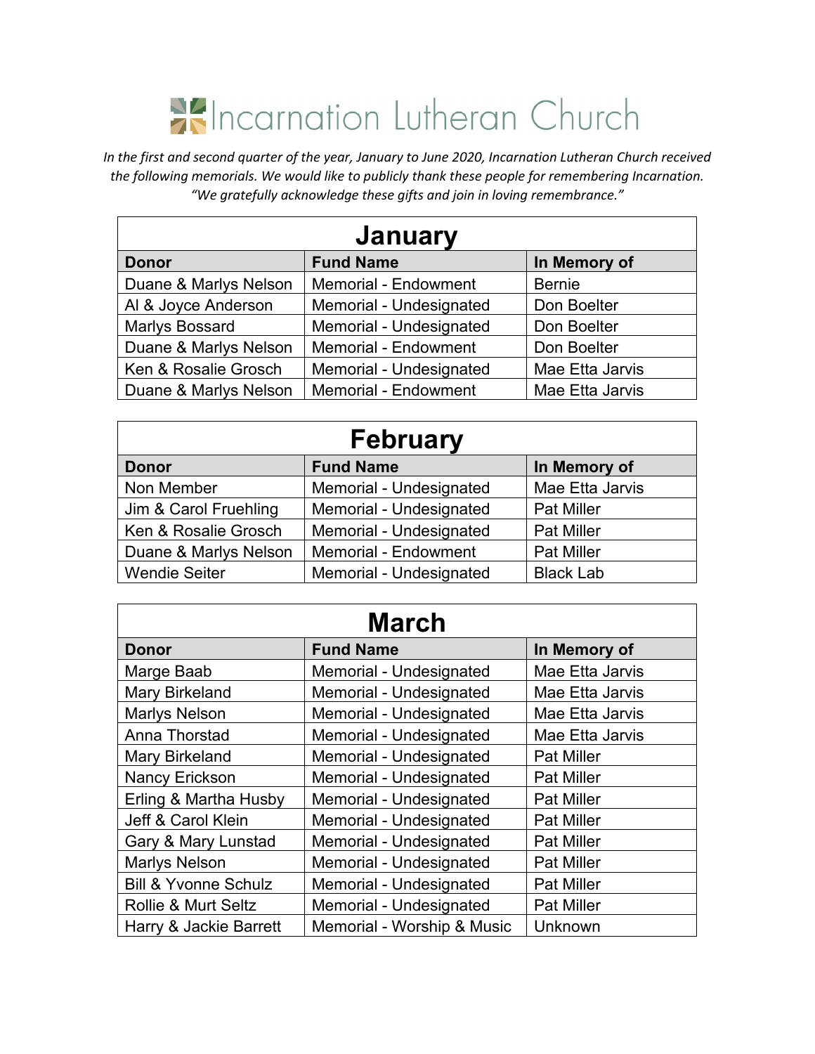# Incarnation Lutheran Church

*In the first and second quarter of the year, January to June 2020, Incarnation Lutheran Church received the following memorials. We would like to publicly thank these people for remembering Incarnation. "We gratefully acknowledge these gifts and join in loving remembrance."*

## January

| Donor | Fund Name | In Memory of |
|---|---|---|
| Duane & Marlys Nelson | Memorial - Endowment | Bernie |
| Al & Joyce Anderson | Memorial - Undesignated | Don Boelter |
| Marlys Bossard | Memorial - Undesignated | Don Boelter |
| Duane & Marlys Nelson | Memorial - Endowment | Don Boelter |
| Ken & Rosalie Grosch | Memorial - Undesignated | Mae Etta Jarvis |
| Duane & Marlys Nelson | Memorial - Endowment | Mae Etta Jarvis |

## February

| Donor | Fund Name | In Memory of |
|---|---|---|
| Non Member | Memorial - Undesignated | Mae Etta Jarvis |
| Jim & Carol Fruehling | Memorial - Undesignated | Pat Miller |
| Ken & Rosalie Grosch | Memorial - Undesignated | Pat Miller |
| Duane & Marlys Nelson | Memorial - Endowment | Pat Miller |
| Wendie Seiter | Memorial - Undesignated | Black Lab |

## March

| Donor | Fund Name | In Memory of |
|---|---|---|
| Marge Baab | Memorial - Undesignated | Mae Etta Jarvis |
| Mary Birkeland | Memorial - Undesignated | Mae Etta Jarvis |
| Marlys Nelson | Memorial - Undesignated | Mae Etta Jarvis |
| Anna Thorstad | Memorial - Undesignated | Mae Etta Jarvis |
| Mary Birkeland | Memorial - Undesignated | Pat Miller |
| Nancy Erickson | Memorial - Undesignated | Pat Miller |
| Erling & Martha Husby | Memorial - Undesignated | Pat Miller |
| Jeff & Carol Klein | Memorial - Undesignated | Pat Miller |
| Gary & Mary Lunstad | Memorial - Undesignated | Pat Miller |
| Marlys Nelson | Memorial - Undesignated | Pat Miller |
| Bill & Yvonne Schulz | Memorial - Undesignated | Pat Miller |
| Rollie & Murt Seltz | Memorial - Undesignated | Pat Miller |
| Harry & Jackie Barrett | Memorial - Worship & Music | Unknown |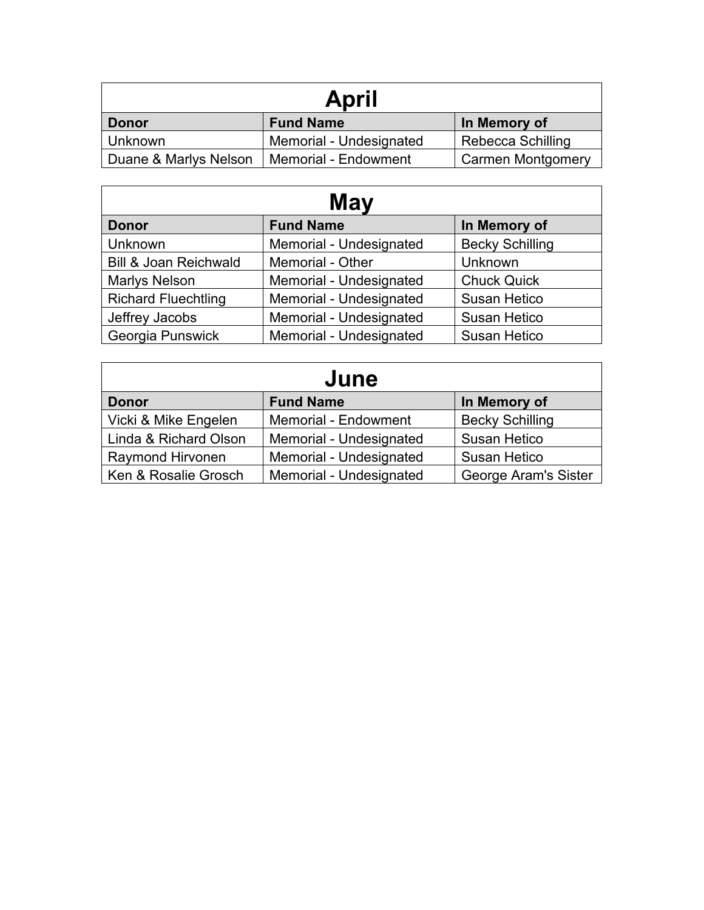| April | | |
|---|---|---|
| **Donor** | **Fund Name** | **In Memory of** |
| Unknown | Memorial - Undesignated | Rebecca Schilling |
| Duane & Marlys Nelson | Memorial - Endowment | Carmen Montgomery |

| May | | |
|---|---|---|
| **Donor** | **Fund Name** | **In Memory of** |
| Unknown | Memorial - Undesignated | Becky Schilling |
| Bill & Joan Reichwald | Memorial - Other | Unknown |
| Marlys Nelson | Memorial - Undesignated | Chuck Quick |
| Richard Fluechtling | Memorial - Undesignated | Susan Hetico |
| Jeffrey Jacobs | Memorial - Undesignated | Susan Hetico |
| Georgia Punswick | Memorial - Undesignated | Susan Hetico |

| June | | |
|---|---|---|
| **Donor** | **Fund Name** | **In Memory of** |
| Vicki & Mike Engelen | Memorial - Endowment | Becky Schilling |
| Linda & Richard Olson | Memorial - Undesignated | Susan Hetico |
| Raymond Hirvonen | Memorial - Undesignated | Susan Hetico |
| Ken & Rosalie Grosch | Memorial - Undesignated | George Aram's Sister |